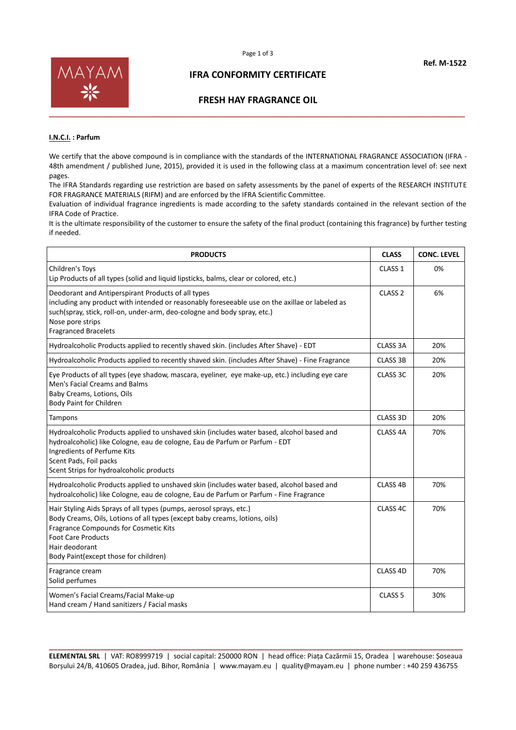**Ref. M-1522**

# IFRA CONFORMITY CERTIFICATE

## FRESH HAY FRAGRANCE OIL

**I.N.C.I. : Parfum**

We certify that the above compound is in compliance with the standards of the INTERNATIONAL FRAGRANCE ASSOCIATION (IFRA - 48th amendment / published June, 2015), provided it is used in the following class at a maximum concentration level of: see next pages.

The IFRA Standards regarding use restriction are based on safety assessments by the panel of experts of the RESEARCH INSTITUTE FOR FRAGRANCE MATERIALS (RIFM) and are enforced by the IFRA Scientific Committee.

Evaluation of individual fragrance ingredients is made according to the safety standards contained in the relevant section of the IFRA Code of Practice.

It is the ultimate responsibility of the customer to ensure the safety of the final product (containing this fragrance) by further testing if needed.

| PRODUCTS | CLASS | CONC. LEVEL |
|---|---|---|
| Children's Toys<br>Lip Products of all types (solid and liquid lipsticks, balms, clear or colored, etc.) | CLASS 1 | 0% |
| Deodorant and Antiperspirant Products of all types<br>including any product with intended or reasonably foreseeable use on the axillae or labeled as such(spray, stick, roll-on, under-arm, deo-cologne and body spray, etc.)<br>Nose pore strips<br>Fragranced Bracelets | CLASS 2 | 6% |
| Hydroalcoholic Products applied to recently shaved skin. (includes After Shave) - EDT | CLASS 3A | 20% |
| Hydroalcoholic Products applied to recently shaved skin. (includes After Shave) - Fine Fragrance | CLASS 3B | 20% |
| Eye Products of all types (eye shadow, mascara, eyeliner, eye make-up, etc.) including eye care<br>Men's Facial Creams and Balms<br>Baby Creams, Lotions, Oils<br>Body Paint for Children | CLASS 3C | 20% |
| Tampons | CLASS 3D | 20% |
| Hydroalcoholic Products applied to unshaved skin (includes water based, alcohol based and hydroalcoholic) like Cologne, eau de cologne, Eau de Parfum or Parfum - EDT<br>Ingredients of Perfume Kits<br>Scent Pads, Foil packs<br>Scent Strips for hydroalcoholic products | CLASS 4A | 70% |
| Hydroalcoholic Products applied to unshaved skin (includes water based, alcohol based and hydroalcoholic) like Cologne, eau de cologne, Eau de Parfum or Parfum - Fine Fragrance | CLASS 4B | 70% |
| Hair Styling Aids Sprays of all types (pumps, aerosol sprays, etc.)<br>Body Creams, Oils, Lotions of all types (except baby creams, lotions, oils)<br>Fragrance Compounds for Cosmetic Kits<br>Foot Care Products<br>Hair deodorant<br>Body Paint(except those for children) | CLASS 4C | 70% |
| Fragrance cream<br>Solid perfumes | CLASS 4D | 70% |
| Women's Facial Creams/Facial Make-up<br>Hand cream / Hand sanitizers / Facial masks | CLASS 5 | 30% |

**ELEMENTAL SRL** | VAT: RO8999719 | social capital: 250000 RON | head office: Piața Cazărmii 15, Oradea | warehouse: Șoseaua Borșului 24/B, 410605 Oradea, jud. Bihor, România | www.mayam.eu | quality@mayam.eu | phone number : +40 259 436755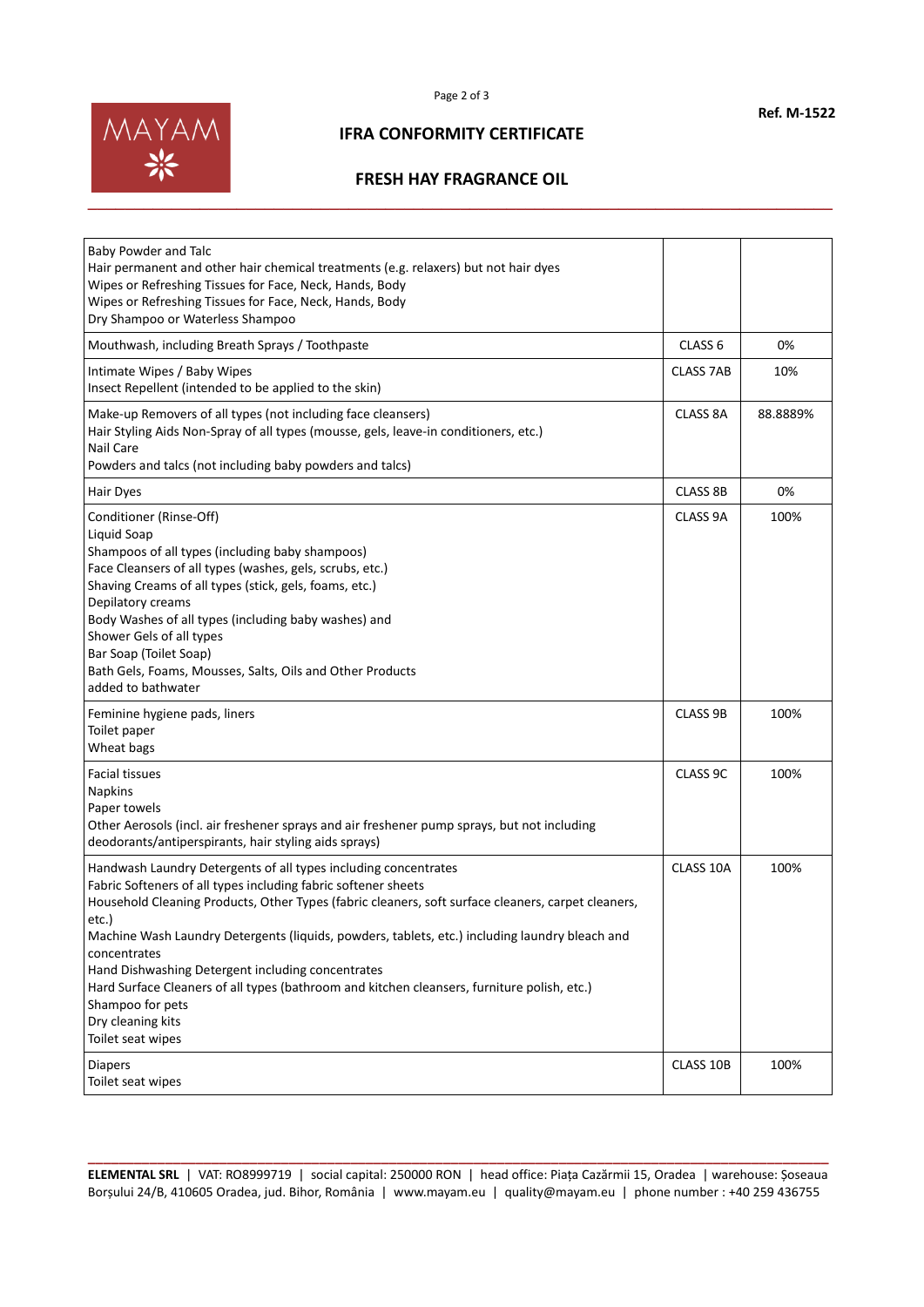**Ref. M-1522**

# IFRA CONFORMITY CERTIFICATE

## FRESH HAY FRAGRANCE OIL

| | | |
|---|---|---|
| Baby Powder and Talc<br>Hair permanent and other hair chemical treatments (e.g. relaxers) but not hair dyes<br>Wipes or Refreshing Tissues for Face, Neck, Hands, Body<br>Wipes or Refreshing Tissues for Face, Neck, Hands, Body<br>Dry Shampoo or Waterless Shampoo | | |
| Mouthwash, including Breath Sprays / Toothpaste | CLASS 6 | 0% |
| Intimate Wipes / Baby Wipes<br>Insect Repellent (intended to be applied to the skin) | CLASS 7AB | 10% |
| Make-up Removers of all types (not including face cleansers)<br>Hair Styling Aids Non-Spray of all types (mousse, gels, leave-in conditioners, etc.)<br>Nail Care<br>Powders and talcs (not including baby powders and talcs) | CLASS 8A | 88.8889% |
| Hair Dyes | CLASS 8B | 0% |
| Conditioner (Rinse-Off)<br>Liquid Soap<br>Shampoos of all types (including baby shampoos)<br>Face Cleansers of all types (washes, gels, scrubs, etc.)<br>Shaving Creams of all types (stick, gels, foams, etc.)<br>Depilatory creams<br>Body Washes of all types (including baby washes) and<br>Shower Gels of all types<br>Bar Soap (Toilet Soap)<br>Bath Gels, Foams, Mousses, Salts, Oils and Other Products<br>added to bathwater | CLASS 9A | 100% |
| Feminine hygiene pads, liners<br>Toilet paper<br>Wheat bags | CLASS 9B | 100% |
| Facial tissues<br>Napkins<br>Paper towels<br>Other Aerosols (incl. air freshener sprays and air freshener pump sprays, but not including deodorants/antiperspirants, hair styling aids sprays) | CLASS 9C | 100% |
| Handwash Laundry Detergents of all types including concentrates<br>Fabric Softeners of all types including fabric softener sheets<br>Household Cleaning Products, Other Types (fabric cleaners, soft surface cleaners, carpet cleaners, etc.)<br>Machine Wash Laundry Detergents (liquids, powders, tablets, etc.) including laundry bleach and concentrates<br>Hand Dishwashing Detergent including concentrates<br>Hard Surface Cleaners of all types (bathroom and kitchen cleansers, furniture polish, etc.)<br>Shampoo for pets<br>Dry cleaning kits<br>Toilet seat wipes | CLASS 10A | 100% |
| Diapers<br>Toilet seat wipes | CLASS 10B | 100% |

**ELEMENTAL SRL** | VAT: RO8999719 | social capital: 250000 RON | head office: Piața Cazărmii 15, Oradea | warehouse: Șoseaua Borșului 24/B, 410605 Oradea, jud. Bihor, România | www.mayam.eu | quality@mayam.eu | phone number : +40 259 436755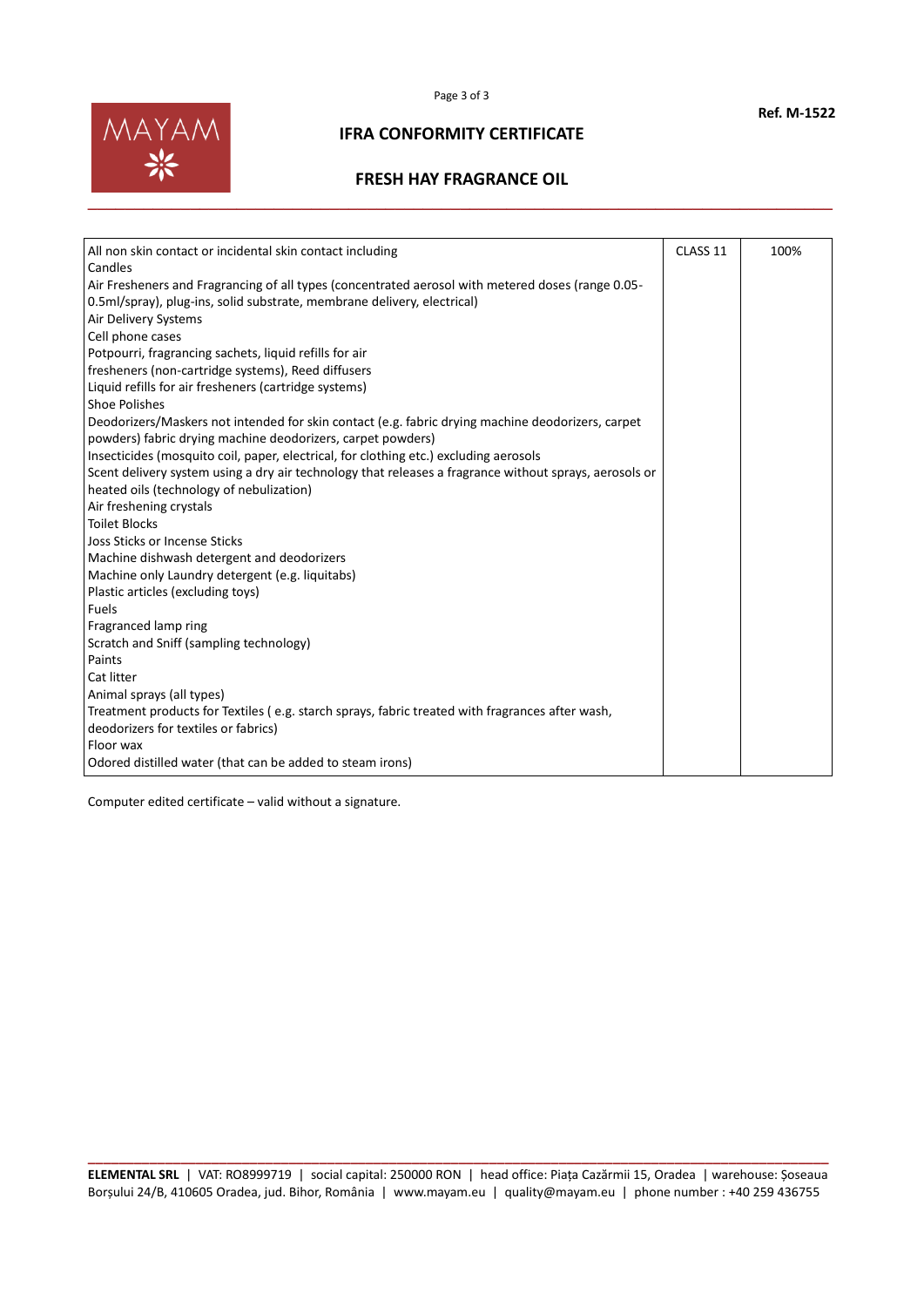**Ref. M-1522**

## IFRA CONFORMITY CERTIFICATE

## FRESH HAY FRAGRANCE OIL

| | | |
|---|---|---|
| All non skin contact or incidental skin contact including<br>Candles<br>Air Fresheners and Fragrancing of all types (concentrated aerosol with metered doses (range 0.05-0.5ml/spray), plug-ins, solid substrate, membrane delivery, electrical)<br>Air Delivery Systems<br>Cell phone cases<br>Potpourri, fragrancing sachets, liquid refills for air fresheners (non-cartridge systems), Reed diffusers<br>Liquid refills for air fresheners (cartridge systems)<br>Shoe Polishes<br>Deodorizers/Maskers not intended for skin contact (e.g. fabric drying machine deodorizers, carpet powders) fabric drying machine deodorizers, carpet powders)<br>Insecticides (mosquito coil, paper, electrical, for clothing etc.) excluding aerosols<br>Scent delivery system using a dry air technology that releases a fragrance without sprays, aerosols or heated oils (technology of nebulization)<br>Air freshening crystals<br>Toilet Blocks<br>Joss Sticks or Incense Sticks<br>Machine dishwash detergent and deodorizers<br>Machine only Laundry detergent (e.g. liquitabs)<br>Plastic articles (excluding toys)<br>Fuels<br>Fragranced lamp ring<br>Scratch and Sniff (sampling technology)<br>Paints<br>Cat litter<br>Animal sprays (all types)<br>Treatment products for Textiles ( e.g. starch sprays, fabric treated with fragrances after wash, deodorizers for textiles or fabrics)<br>Floor wax<br>Odored distilled water (that can be added to steam irons) | CLASS 11 | 100% |

Computer edited certificate – valid without a signature.

**ELEMENTAL SRL** | VAT: RO8999719 | social capital: 250000 RON | head office: Piața Cazărmii 15, Oradea | warehouse: Șoseaua Borșului 24/B, 410605 Oradea, jud. Bihor, România | www.mayam.eu | quality@mayam.eu | phone number : +40 259 436755